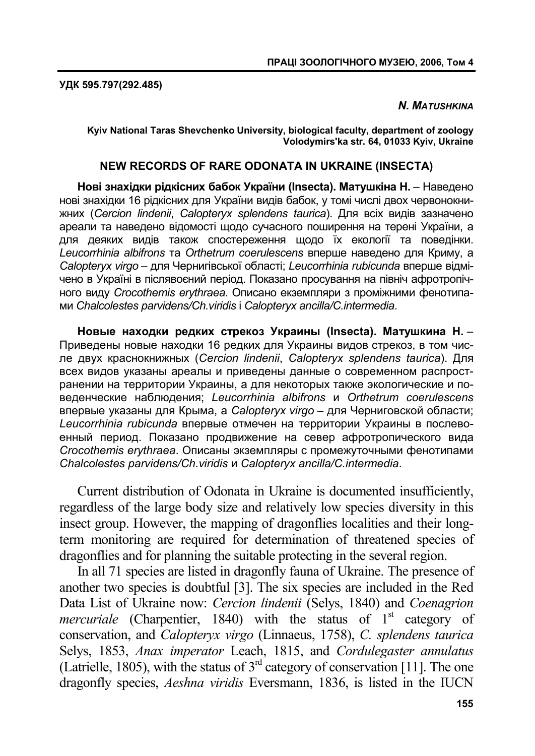**УДК 595.797(292.485)**

***N. MATUSHKINA***

**Kyiv National Taras Shevchenko University, biological faculty, department of zoology**
**Volodymirs'ka str. 64, 01033 Kyiv, Ukraine**

# NEW RECORDS OF RARE ODONATA IN UKRAINE (INSECTA)

**Нові знахідки рідкісних бабок України (Insecta). Матушкіна Н.** – Наведено нові знахідки 16 рідкісних для України видів бабок, у томі числі двох червонокнижних (*Cercion lindenii*, *Calopteryx splendens taurica*). Для всіх видів зазначено ареали та наведено відомості щодо сучасного поширення на терені України, а для деяких видів також спостереження щодо їх екології та поведінки. *Leucorrhinia albifrons* та *Orthetrum coerulescens* вперше наведено для Криму, а *Calopteryx virgo* – для Чернигівської області; *Leucorrhinia rubicunda* вперше відмічено в Україні в післявоєний період. Показано просування на північ афротропічного виду *Crocothemis erythraea*. Описано екземпляри з проміжними фенотипами *Chalcolestes parvidens/Ch.viridis* і *Calopteryx ancilla/C.intermedia*.

**Новые находки редких стрекоз Украины (Insecta). Матушкина Н.** – Приведены новые находки 16 редких для Украины видов стрекоз, в том числе двух краснокнижных (*Cercion lindenii*, *Calopteryx splendens taurica*). Для всех видов указаны ареалы и приведены данные о современном распространении на территории Украины, а для некоторых также экологические и поведенческие наблюдения; *Leucorrhinia albifrons* и *Orthetrum coerulescens* впервые указаны для Крыма, а *Calopteryx virgo* – для Черниговской области; *Leucorrhinia rubicunda* впервые отмечен на территории Украины в послевоенный период. Показано продвижение на север афротропического вида *Crocothemis erythraea*. Описаны экземпляры с промежуточными фенотипами *Chalcolestes parvidens/Ch.viridis* и *Calopteryx ancilla/C.intermedia*.

Current distribution of Odonata in Ukraine is documented insufficiently, regardless of the large body size and relatively low species diversity in this insect group. However, the mapping of dragonflies localities and their long-term monitoring are required for determination of threatened species of dragonflies and for planning the suitable protecting in the several region.

In all 71 species are listed in dragonfly fauna of Ukraine. The presence of another two species is doubtful [3]. The six species are included in the Red Data List of Ukraine now: *Cercion lindenii* (Selys, 1840) and *Coenagrion mercuriale* (Charpentier, 1840) with the status of 1st category of conservation, and *Calopteryx virgo* (Linnaeus, 1758), *C. splendens taurica* Selys, 1853, *Anax imperator* Leach, 1815, and *Cordulegaster annulatus* (Latrielle, 1805), with the status of 3rd category of conservation [11]. The one dragonfly species, *Aeshna viridis* Eversmann, 1836, is listed in the IUCN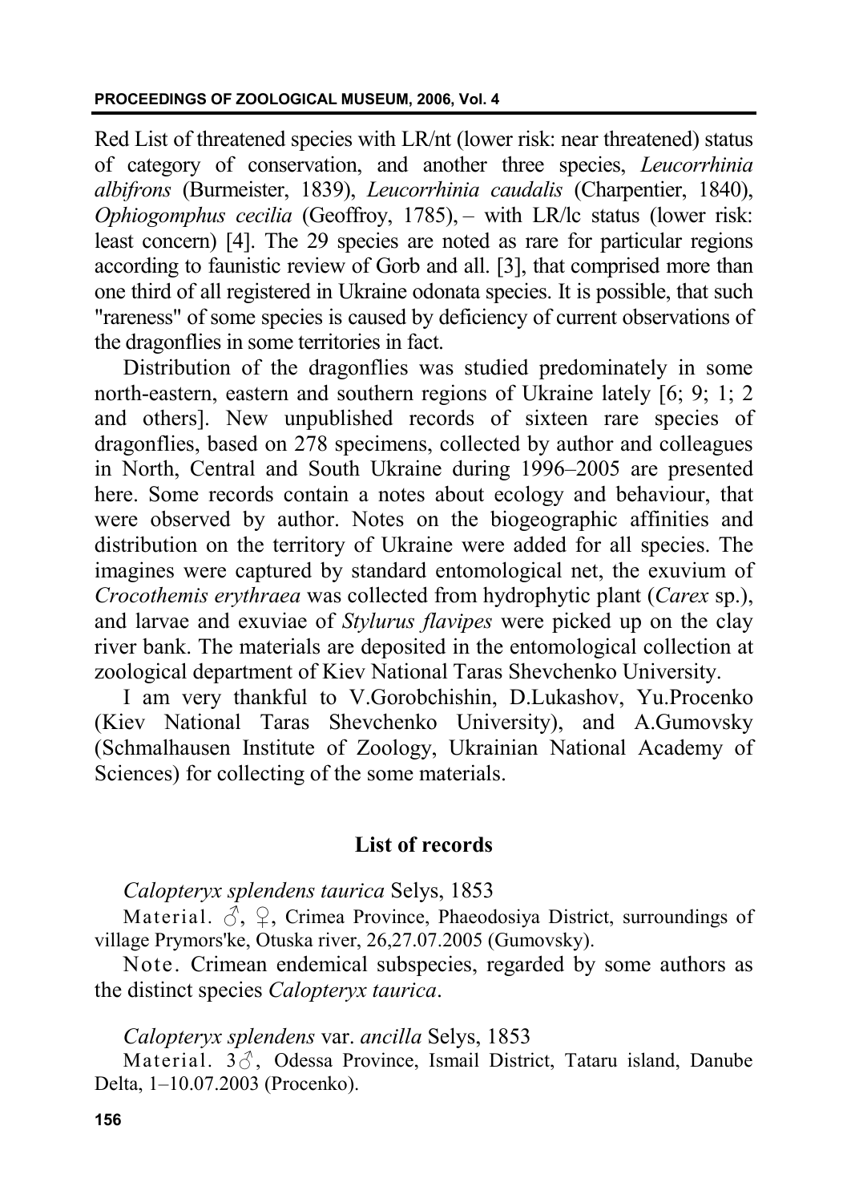Red List of threatened species with LR/nt (lower risk: near threatened) status of category of conservation, and another three species, *Leucorrhinia albifrons* (Burmeister, 1839), *Leucorrhinia caudalis* (Charpentier, 1840), *Ophiogomphus cecilia* (Geoffroy, 1785), – with LR/lc status (lower risk: least concern) [4]. The 29 species are noted as rare for particular regions according to faunistic review of Gorb and all. [3], that comprised more than one third of all registered in Ukraine odonata species. It is possible, that such "rareness" of some species is caused by deficiency of current observations of the dragonflies in some territories in fact.

Distribution of the dragonflies was studied predominately in some north-eastern, eastern and southern regions of Ukraine lately [6; 9; 1; 2 and others]. New unpublished records of sixteen rare species of dragonflies, based on 278 specimens, collected by author and colleagues in North, Central and South Ukraine during 1996–2005 are presented here. Some records contain a notes about ecology and behaviour, that were observed by author. Notes on the biogeographic affinities and distribution on the territory of Ukraine were added for all species. The imagines were captured by standard entomological net, the exuvium of *Crocothemis erythraea* was collected from hydrophytic plant (*Carex* sp.), and larvae and exuviae of *Stylurus flavipes* were picked up on the clay river bank. The materials are deposited in the entomological collection at zoological department of Kiev National Taras Shevchenko University.

I am very thankful to V.Gorobchishin, D.Lukashov, Yu.Procenko (Kiev National Taras Shevchenko University), and A.Gumovsky (Schmalhausen Institute of Zoology, Ukrainian National Academy of Sciences) for collecting of the some materials.

## List of records

*Calopteryx splendens taurica* Selys, 1853

Material. ♂, ♀, Crimea Province, Phaeodosiya District, surroundings of village Prymors'ke, Otuska river, 26,27.07.2005 (Gumovsky).

Note. Crimean endemical subspecies, regarded by some authors as the distinct species *Calopteryx taurica*.

*Calopteryx splendens* var. *ancilla* Selys, 1853

Material. 3♂, Odessa Province, Ismail District, Tataru island, Danube Delta, 1–10.07.2003 (Procenko).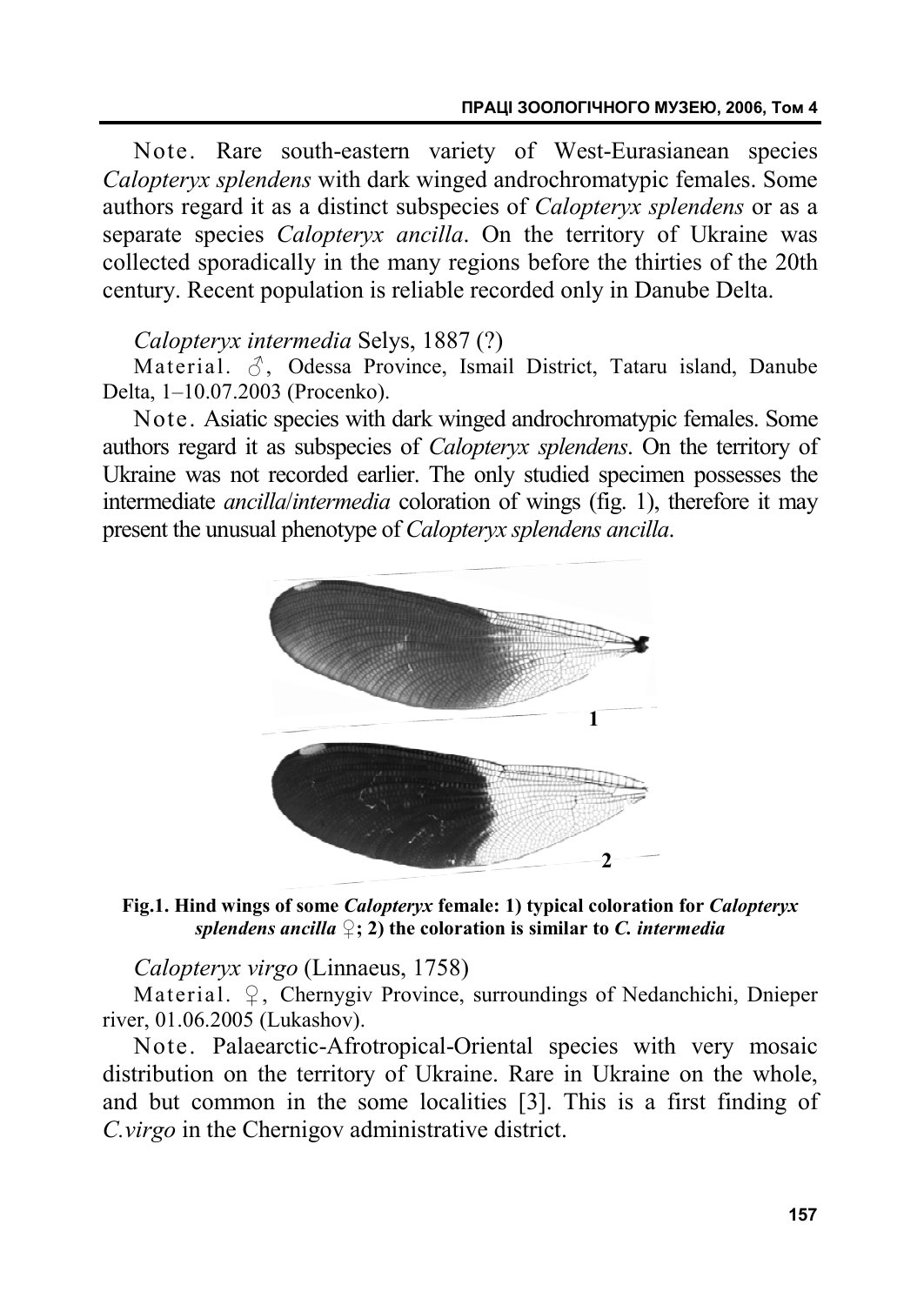Note. Rare south-eastern variety of West-Eurasianean species *Calopteryx splendens* with dark winged androchromatypic females. Some authors regard it as a distinct subspecies of *Calopteryx splendens* or as a separate species *Calopteryx ancilla*. On the territory of Ukraine was collected sporadically in the many regions before the thirties of the 20th century. Recent population is reliable recorded only in Danube Delta.

*Calopteryx intermedia* Selys, 1887 (?)

Material. ♂, Odessa Province, Ismail District, Tataru island, Danube Delta, 1–10.07.2003 (Procenko).

Note. Asiatic species with dark winged androchromatypic females. Some authors regard it as subspecies of *Calopteryx splendens*. On the territory of Ukraine was not recorded earlier. The only studied specimen possesses the intermediate *ancilla*/*intermedia* coloration of wings (fig. 1), therefore it may present the unusual phenotype of *Calopteryx splendens ancilla*.

**Fig.1. Hind wings of some *Calopteryx* female: 1) typical coloration for *Calopteryx splendens ancilla* ♀; 2) the coloration is similar to *C. intermedia***

*Calopteryx virgo* (Linnaeus, 1758)

Material. ♀, Chernygiv Province, surroundings of Nedanchichi, Dnieper river, 01.06.2005 (Lukashov).

Note. Palaearctic-Afrotropical-Oriental species with very mosaic distribution on the territory of Ukraine. Rare in Ukraine on the whole, and but common in the some localities [3]. This is a first finding of *C.virgo* in the Chernigov administrative district.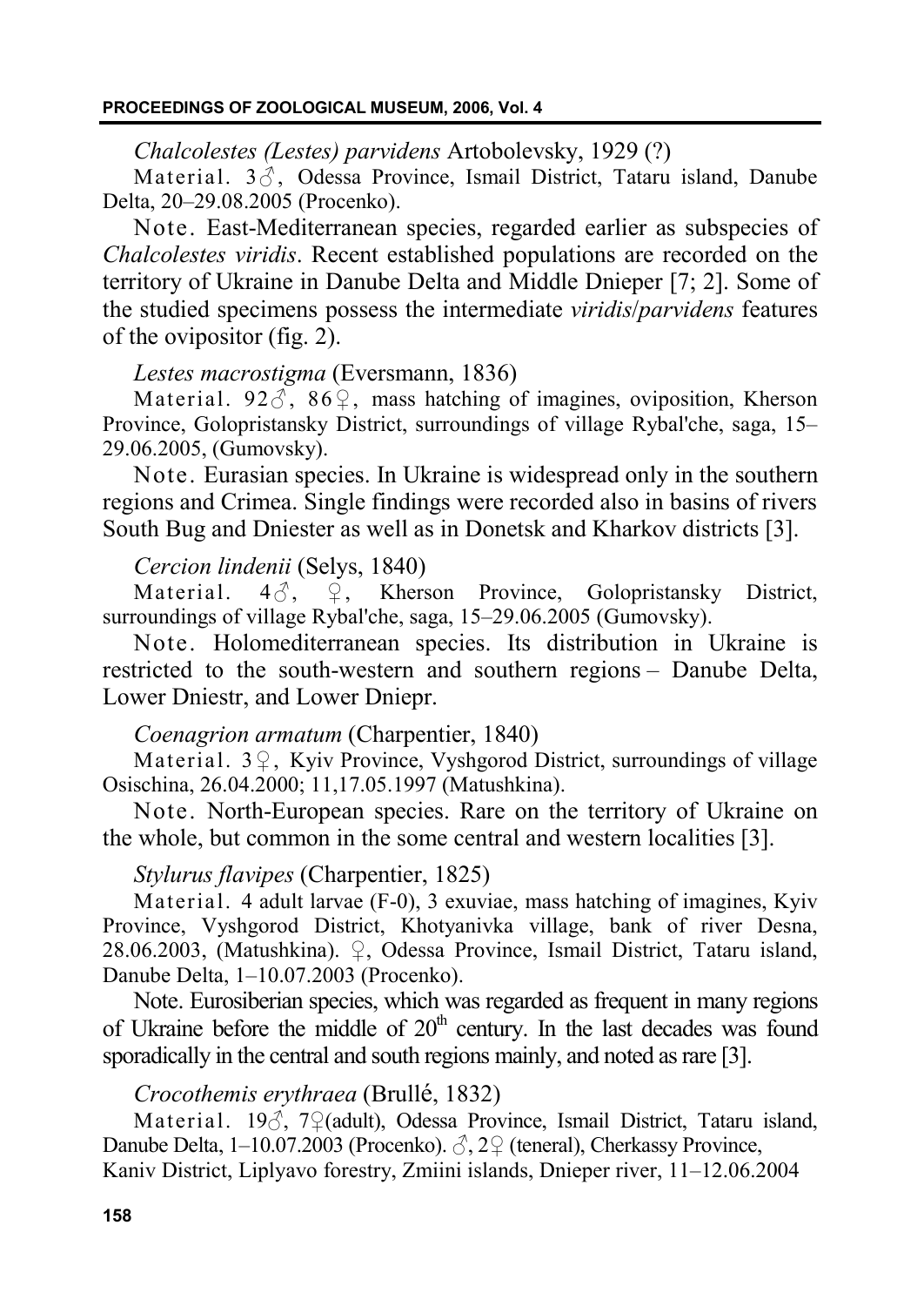*Chalcolestes (Lestes) parvidens* Artobolevsky, 1929 (?)

Material. 3♂, Odessa Province, Ismail District, Tataru island, Danube Delta, 20–29.08.2005 (Procenko).

Note. East-Mediterranean species, regarded earlier as subspecies of *Chalcolestes viridis*. Recent established populations are recorded on the territory of Ukraine in Danube Delta and Middle Dnieper [7; 2]. Some of the studied specimens possess the intermediate *viridis*/*parvidens* features of the ovipositor (fig. 2).

*Lestes macrostigma* (Eversmann, 1836)

Material. 92♂, 86♀, mass hatching of imagines, oviposition, Kherson Province, Golopristansky District, surroundings of village Rybal'che, saga, 15–29.06.2005, (Gumovsky).

Note. Eurasian species. In Ukraine is widespread only in the southern regions and Crimea. Single findings were recorded also in basins of rivers South Bug and Dniester as well as in Donetsk and Kharkov districts [3].

*Cercion lindenii* (Selys, 1840)

Material. 4♂, ♀, Kherson Province, Golopristansky District, surroundings of village Rybal'che, saga, 15–29.06.2005 (Gumovsky).

Note. Holomediterranean species. Its distribution in Ukraine is restricted to the south-western and southern regions – Danube Delta, Lower Dniestr, and Lower Dniepr.

*Coenagrion armatum* (Charpentier, 1840)

Material. 3♀, Kyiv Province, Vyshgorod District, surroundings of village Osischina, 26.04.2000; 11,17.05.1997 (Matushkina).

Note. North-European species. Rare on the territory of Ukraine on the whole, but common in the some central and western localities [3].

*Stylurus flavipes* (Charpentier, 1825)

Material. 4 adult larvae (F-0), 3 exuviae, mass hatching of imagines, Kyiv Province, Vyshgorod District, Khotyanivka village, bank of river Desna, 28.06.2003, (Matushkina). ♀, Odessa Province, Ismail District, Tataru island, Danube Delta, 1–10.07.2003 (Procenko).

Note. Eurosiberian species, which was regarded as frequent in many regions of Ukraine before the middle of 20th century. In the last decades was found sporadically in the central and south regions mainly, and noted as rare [3].

*Crocothemis erythraea* (Brullé, 1832)

Material. 19♂, 7♀(adult), Odessa Province, Ismail District, Tataru island, Danube Delta, 1–10.07.2003 (Procenko). ♂, 2♀ (teneral), Cherkassy Province, Kaniv District, Liplyavo forestry, Zmiini islands, Dnieper river, 11–12.06.2004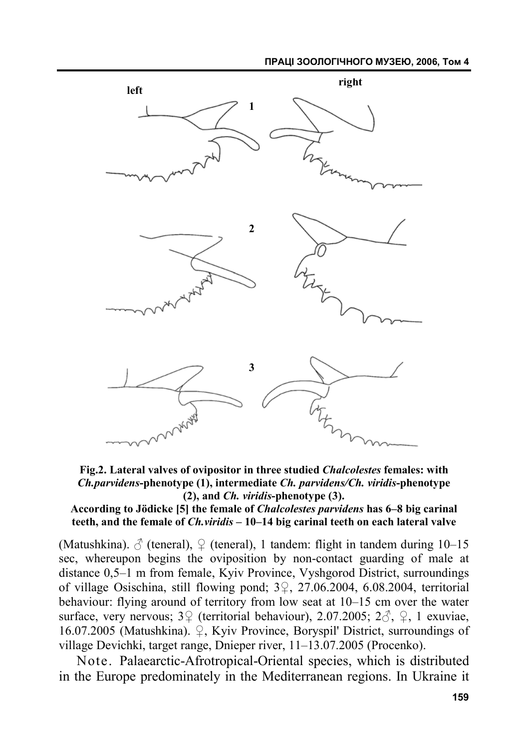**Fig.2. Lateral valves of ovipositor in three studied *Chalcolestes* females: with *Ch.parvidens*-phenotype (1), intermediate *Ch. parvidens/Ch. viridis*-phenotype (2), and *Ch. viridis*-phenotype (3).**
**According to Jödicke [5] the female of *Chalcolestes parvidens* has 6–8 big carinal teeth, and the female of *Ch.viridis* – 10–14 big carinal teeth on each lateral valve**

(Matushkina). ♂ (teneral), ♀ (teneral), 1 tandem: flight in tandem during 10–15 sec, whereupon begins the oviposition by non-contact guarding of male at distance 0,5–1 m from female, Kyiv Province, Vyshgorod District, surroundings of village Osischina, still flowing pond; 3♀, 27.06.2004, 6.08.2004, territorial behaviour: flying around of territory from low seat at 10–15 cm over the water surface, very nervous; 3♀ (territorial behaviour), 2.07.2005; 2♂, ♀, 1 exuviae, 16.07.2005 (Matushkina). ♀, Kyiv Province, Boryspil' District, surroundings of village Devichki, target range, Dnieper river, 11–13.07.2005 (Procenko).

Note. Palaearctic-Afrotropical-Oriental species, which is distributed in the Europe predominately in the Mediterranean regions. In Ukraine it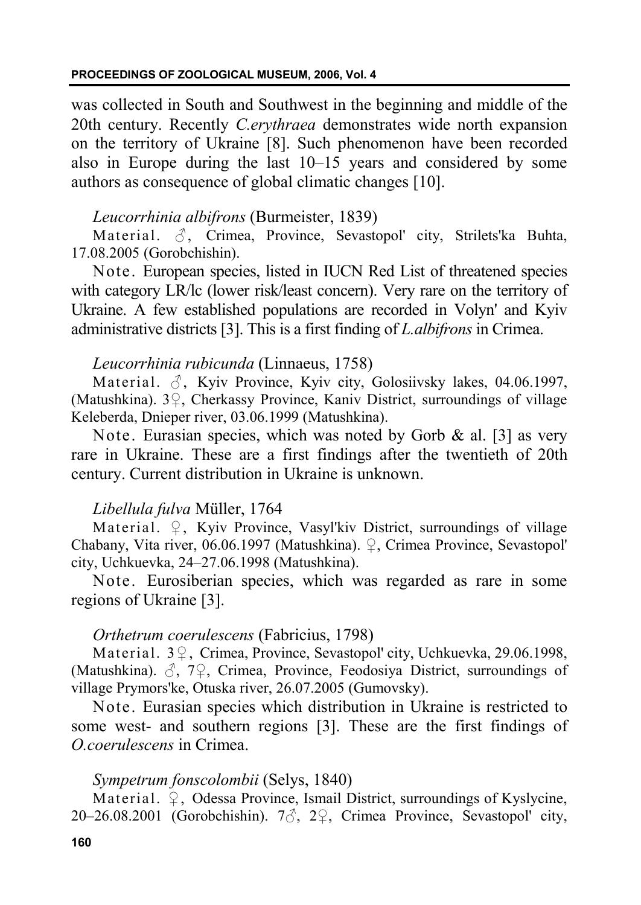was collected in South and Southwest in the beginning and middle of the 20th century. Recently *C.erythraea* demonstrates wide north expansion on the territory of Ukraine [8]. Such phenomenon have been recorded also in Europe during the last 10–15 years and considered by some authors as consequence of global climatic changes [10].

*Leucorrhinia albifrons* (Burmeister, 1839)

Material. ♂, Crimea, Province, Sevastopol' city, Strilets'ka Buhta, 17.08.2005 (Gorobchishin).

Note. European species, listed in IUCN Red List of threatened species with category LR/lc (lower risk/least concern). Very rare on the territory of Ukraine. A few established populations are recorded in Volyn' and Kyiv administrative districts [3]. This is a first finding of *L.albifrons* in Crimea.

*Leucorrhinia rubicunda* (Linnaeus, 1758)

Material. ♂, Kyiv Province, Kyiv city, Golosiivsky lakes, 04.06.1997, (Matushkina). 3♀, Cherkassy Province, Kaniv District, surroundings of village Keleberda, Dnieper river, 03.06.1999 (Matushkina).

Note. Eurasian species, which was noted by Gorb & al. [3] as very rare in Ukraine. These are a first findings after the twentieth of 20th century. Current distribution in Ukraine is unknown.

*Libellula fulva* Müller, 1764

Material. ♀, Kyiv Province, Vasyl'kiv District, surroundings of village Chabany, Vita river, 06.06.1997 (Matushkina). ♀, Crimea Province, Sevastopol' city, Uchkuevka, 24–27.06.1998 (Matushkina).

Note. Eurosiberian species, which was regarded as rare in some regions of Ukraine [3].

*Orthetrum coerulescens* (Fabricius, 1798)

Material. 3♀, Crimea, Province, Sevastopol' city, Uchkuevka, 29.06.1998, (Matushkina). ♂, 7♀, Crimea, Province, Feodosiya District, surroundings of village Prymors'ke, Otuska river, 26.07.2005 (Gumovsky).

Note. Eurasian species which distribution in Ukraine is restricted to some west- and southern regions [3]. These are the first findings of *O.coerulescens* in Crimea.

*Sympetrum fonscolombii* (Selys, 1840)

Material. ♀, Odessa Province, Ismail District, surroundings of Kyslycine, 20–26.08.2001 (Gorobchishin). 7♂, 2♀, Crimea Province, Sevastopol' city,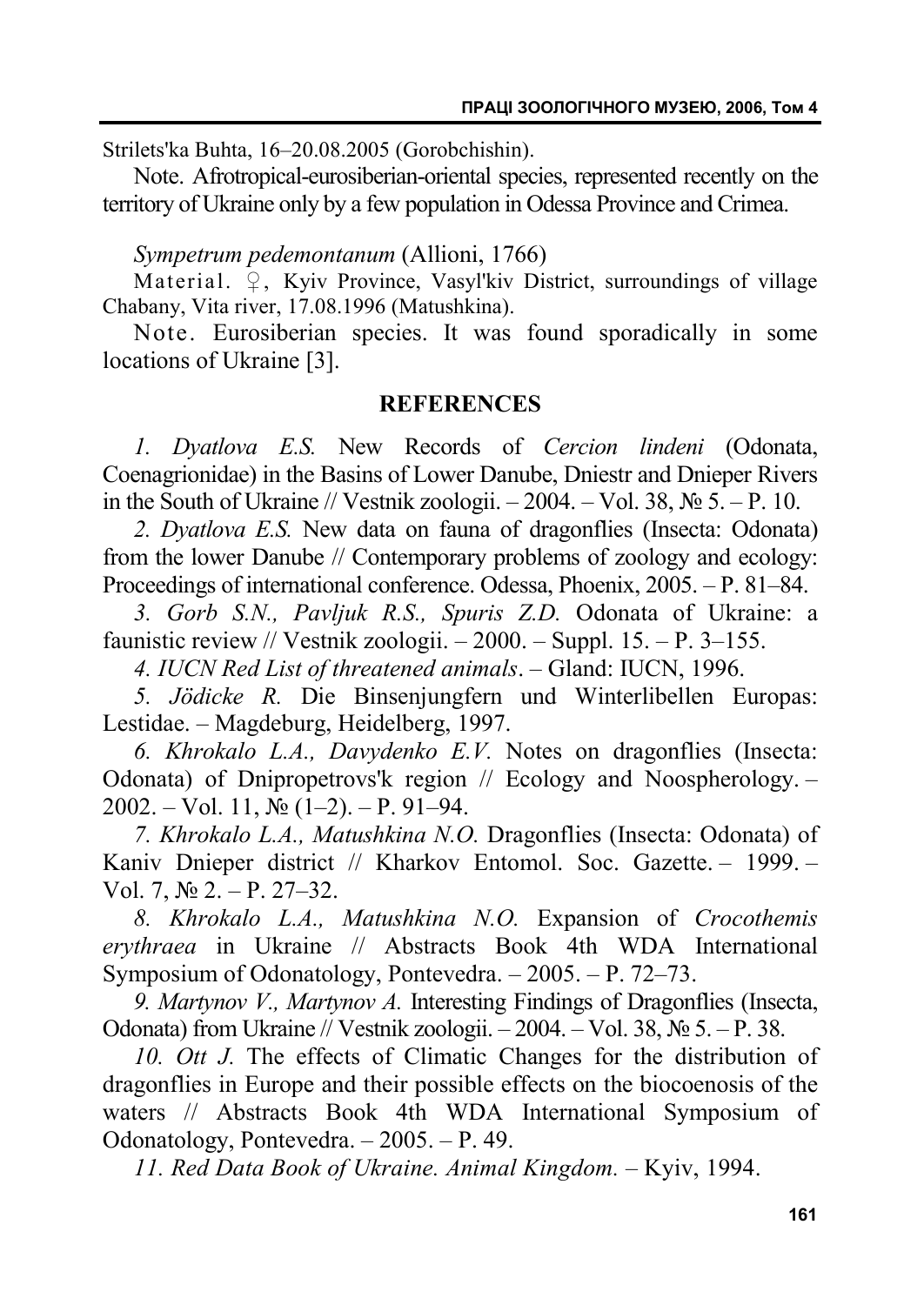Strilets'ka Buhta, 16–20.08.2005 (Gorobchishin).

Note. Afrotropical-eurosiberian-oriental species, represented recently on the territory of Ukraine only by a few population in Odessa Province and Crimea.

*Sympetrum pedemontanum* (Allioni, 1766)

Material. ♀, Kyiv Province, Vasyl'kiv District, surroundings of village Chabany, Vita river, 17.08.1996 (Matushkina).

Note. Eurosiberian species. It was found sporadically in some locations of Ukraine [3].

## REFERENCES

*1. Dyatlova E.S.* New Records of *Cercion lindeni* (Odonata, Coenagrionidae) in the Basins of Lower Danube, Dniestr and Dnieper Rivers in the South of Ukraine // Vestnik zoologii. – 2004. – Vol. 38, № 5. – P. 10.

*2. Dyatlova E.S.* New data on fauna of dragonflies (Insecta: Odonata) from the lower Danube // Contemporary problems of zoology and ecology: Proceedings of international conference. Odessa, Phoenix, 2005. – P. 81–84.

*3. Gorb S.N., Pavljuk R.S., Spuris Z.D.* Odonata of Ukraine: a faunistic review // Vestnik zoologii. – 2000. – Suppl. 15. – P. 3–155.

*4. IUCN Red List of threatened animals*. – Gland: IUCN, 1996.

*5. Jödicke R.* Die Binsenjungfern und Winterlibellen Europas: Lestidae. – Magdeburg, Heidelberg, 1997.

*6. Khrokalo L.A., Davydenko E.V.* Notes on dragonflies (Insecta: Odonata) of Dnipropetrovs'k region // Ecology and Noospherology. – 2002. – Vol. 11, № (1–2). – P. 91–94.

*7. Khrokalo L.A., Matushkina N.O.* Dragonflies (Insecta: Odonata) of Kaniv Dnieper district // Kharkov Entomol. Soc. Gazette. – 1999. – Vol. 7, № 2. – P. 27–32.

*8. Khrokalo L.A., Matushkina N.O.* Expansion of *Crocothemis erythraea* in Ukraine // Abstracts Book 4th WDA International Symposium of Odonatology, Pontevedra. – 2005. – P. 72–73.

*9. Martynov V., Martynov A.* Interesting Findings of Dragonflies (Insecta, Odonata) from Ukraine // Vestnik zoologii. – 2004. – Vol. 38, № 5. – P. 38.

*10. Ott J.* The effects of Climatic Changes for the distribution of dragonflies in Europe and their possible effects on the biocoenosis of the waters // Abstracts Book 4th WDA International Symposium of Odonatology, Pontevedra. – 2005. – P. 49.

*11. Red Data Book of Ukraine. Animal Kingdom.* – Kyiv, 1994.